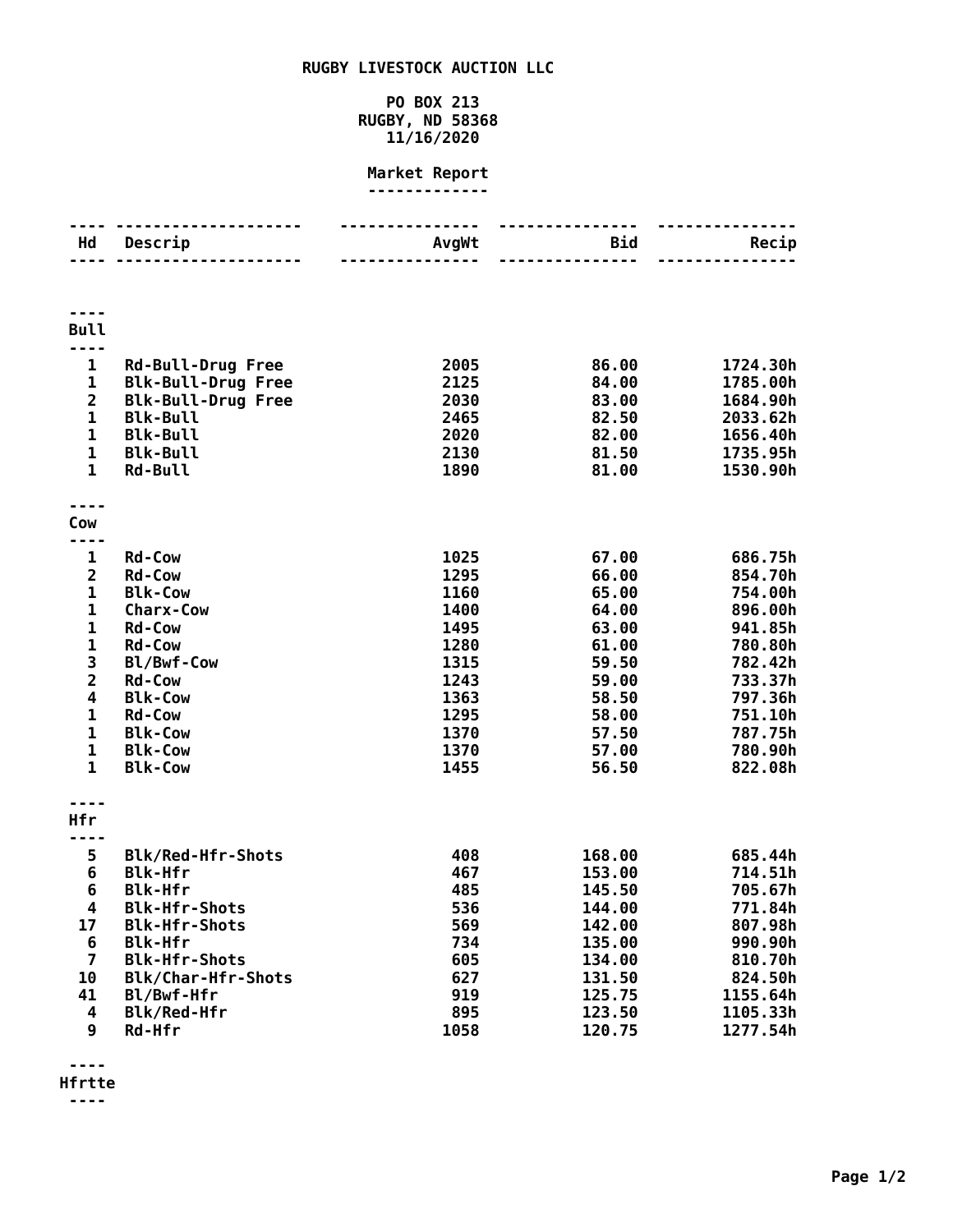# RUGBY LIVESTOCK AUCTION LLC

PO BOX 213
RUGBY, ND 58368
11/16/2020

## Market Report

| Hd | Descrip | AvgWt | Bid | Recip |
|---|---|---|---|---|
| **Bull** | | | | |
| 1 | Rd-Bull-Drug Free | 2005 | 86.00 | 1724.30h |
| 1 | Blk-Bull-Drug Free | 2125 | 84.00 | 1785.00h |
| 2 | Blk-Bull-Drug Free | 2030 | 83.00 | 1684.90h |
| 1 | Blk-Bull | 2465 | 82.50 | 2033.62h |
| 1 | Blk-Bull | 2020 | 82.00 | 1656.40h |
| 1 | Blk-Bull | 2130 | 81.50 | 1735.95h |
| 1 | Rd-Bull | 1890 | 81.00 | 1530.90h |
| **Cow** | | | | |
| 1 | Rd-Cow | 1025 | 67.00 | 686.75h |
| 2 | Rd-Cow | 1295 | 66.00 | 854.70h |
| 1 | Blk-Cow | 1160 | 65.00 | 754.00h |
| 1 | Charx-Cow | 1400 | 64.00 | 896.00h |
| 1 | Rd-Cow | 1495 | 63.00 | 941.85h |
| 1 | Rd-Cow | 1280 | 61.00 | 780.80h |
| 3 | Bl/Bwf-Cow | 1315 | 59.50 | 782.42h |
| 2 | Rd-Cow | 1243 | 59.00 | 733.37h |
| 4 | Blk-Cow | 1363 | 58.50 | 797.36h |
| 1 | Rd-Cow | 1295 | 58.00 | 751.10h |
| 1 | Blk-Cow | 1370 | 57.50 | 787.75h |
| 1 | Blk-Cow | 1370 | 57.00 | 780.90h |
| 1 | Blk-Cow | 1455 | 56.50 | 822.08h |
| **Hfr** | | | | |
| 5 | Blk/Red-Hfr-Shots | 408 | 168.00 | 685.44h |
| 6 | Blk-Hfr | 467 | 153.00 | 714.51h |
| 6 | Blk-Hfr | 485 | 145.50 | 705.67h |
| 4 | Blk-Hfr-Shots | 536 | 144.00 | 771.84h |
| 17 | Blk-Hfr-Shots | 569 | 142.00 | 807.98h |
| 6 | Blk-Hfr | 734 | 135.00 | 990.90h |
| 7 | Blk-Hfr-Shots | 605 | 134.00 | 810.70h |
| 10 | Blk/Char-Hfr-Shots | 627 | 131.50 | 824.50h |
| 41 | Bl/Bwf-Hfr | 919 | 125.75 | 1155.64h |
| 4 | Blk/Red-Hfr | 895 | 123.50 | 1105.33h |
| 9 | Rd-Hfr | 1058 | 120.75 | 1277.54h |
| **Hfrtte** | | | | |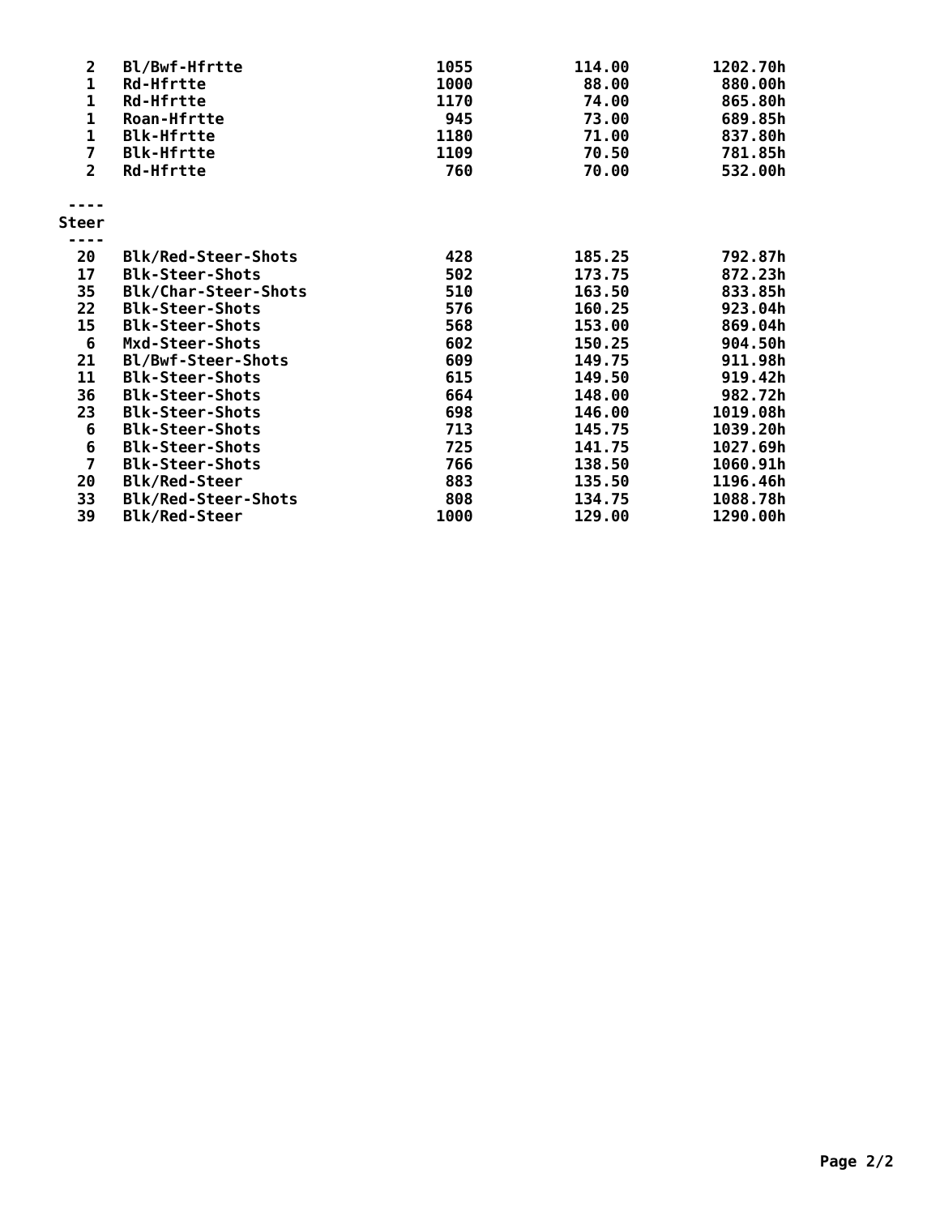| | | | | |
|---|---|---|---|---|
| 2 | Bl/Bwf-Hfrtte | 1055 | 114.00 | 1202.70h |
| 1 | Rd-Hfrtte | 1000 | 88.00 | 880.00h |
| 1 | Rd-Hfrtte | 1170 | 74.00 | 865.80h |
| 1 | Roan-Hfrtte | 945 | 73.00 | 689.85h |
| 1 | Blk-Hfrtte | 1180 | 71.00 | 837.80h |
| 7 | Blk-Hfrtte | 1109 | 70.50 | 781.85h |
| 2 | Rd-Hfrtte | 760 | 70.00 | 532.00h |

----
Steer
----

| | | | | |
|---|---|---|---|---|
| 20 | Blk/Red-Steer-Shots | 428 | 185.25 | 792.87h |
| 17 | Blk-Steer-Shots | 502 | 173.75 | 872.23h |
| 35 | Blk/Char-Steer-Shots | 510 | 163.50 | 833.85h |
| 22 | Blk-Steer-Shots | 576 | 160.25 | 923.04h |
| 15 | Blk-Steer-Shots | 568 | 153.00 | 869.04h |
| 6 | Mxd-Steer-Shots | 602 | 150.25 | 904.50h |
| 21 | Bl/Bwf-Steer-Shots | 609 | 149.75 | 911.98h |
| 11 | Blk-Steer-Shots | 615 | 149.50 | 919.42h |
| 36 | Blk-Steer-Shots | 664 | 148.00 | 982.72h |
| 23 | Blk-Steer-Shots | 698 | 146.00 | 1019.08h |
| 6 | Blk-Steer-Shots | 713 | 145.75 | 1039.20h |
| 6 | Blk-Steer-Shots | 725 | 141.75 | 1027.69h |
| 7 | Blk-Steer-Shots | 766 | 138.50 | 1060.91h |
| 20 | Blk/Red-Steer | 883 | 135.50 | 1196.46h |
| 33 | Blk/Red-Steer-Shots | 808 | 134.75 | 1088.78h |
| 39 | Blk/Red-Steer | 1000 | 129.00 | 1290.00h |